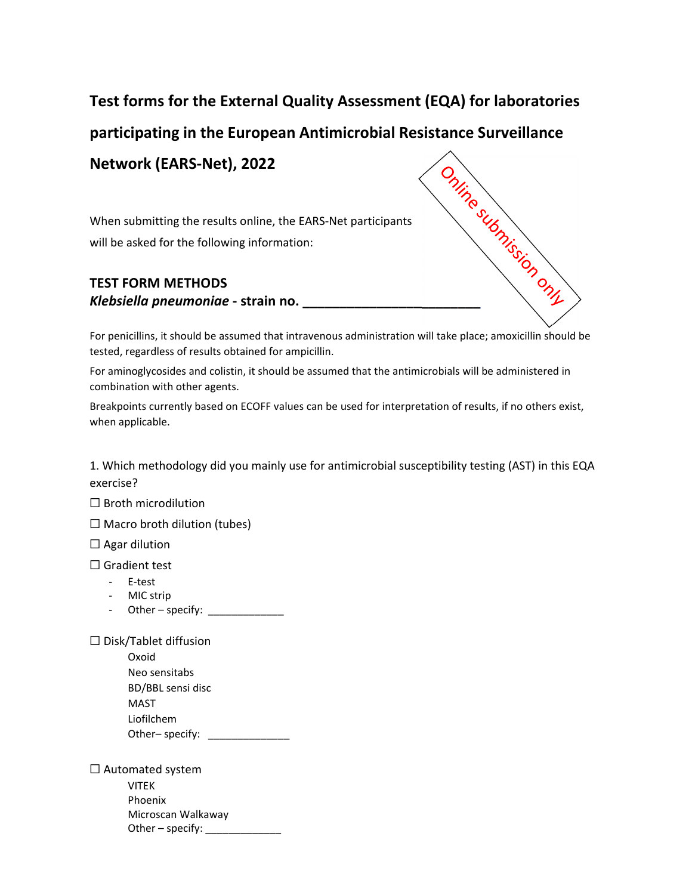# Test forms for the External Quality Assessment (EQA) for laboratories participating in the European Antimicrobial Resistance Surveillance Network (EARS-Net), 2022

Online submission only

When submitting the results online, the EARS-Net participants will be asked for the following information:

## TEST FORM METHODS

***Klebsiella pneumoniae*** **- strain no. ________________________**

For penicillins, it should be assumed that intravenous administration will take place; amoxicillin should be tested, regardless of results obtained for ampicillin.

For aminoglycosides and colistin, it should be assumed that the antimicrobials will be administered in combination with other agents.

Breakpoints currently based on ECOFF values can be used for interpretation of results, if no others exist, when applicable.

1. Which methodology did you mainly use for antimicrobial susceptibility testing (AST) in this EQA exercise?

☐ Broth microdilution

☐ Macro broth dilution (tubes)

☐ Agar dilution

☐ Gradient test

- E-test
- MIC strip
- Other – specify: _____________

☐ Disk/Tablet diffusion

Oxoid
Neo sensitabs
BD/BBL sensi disc
MAST
Liofilchem
Other– specify: ______________

☐ Automated system

VITEK
Phoenix
Microscan Walkaway
Other – specify: _____________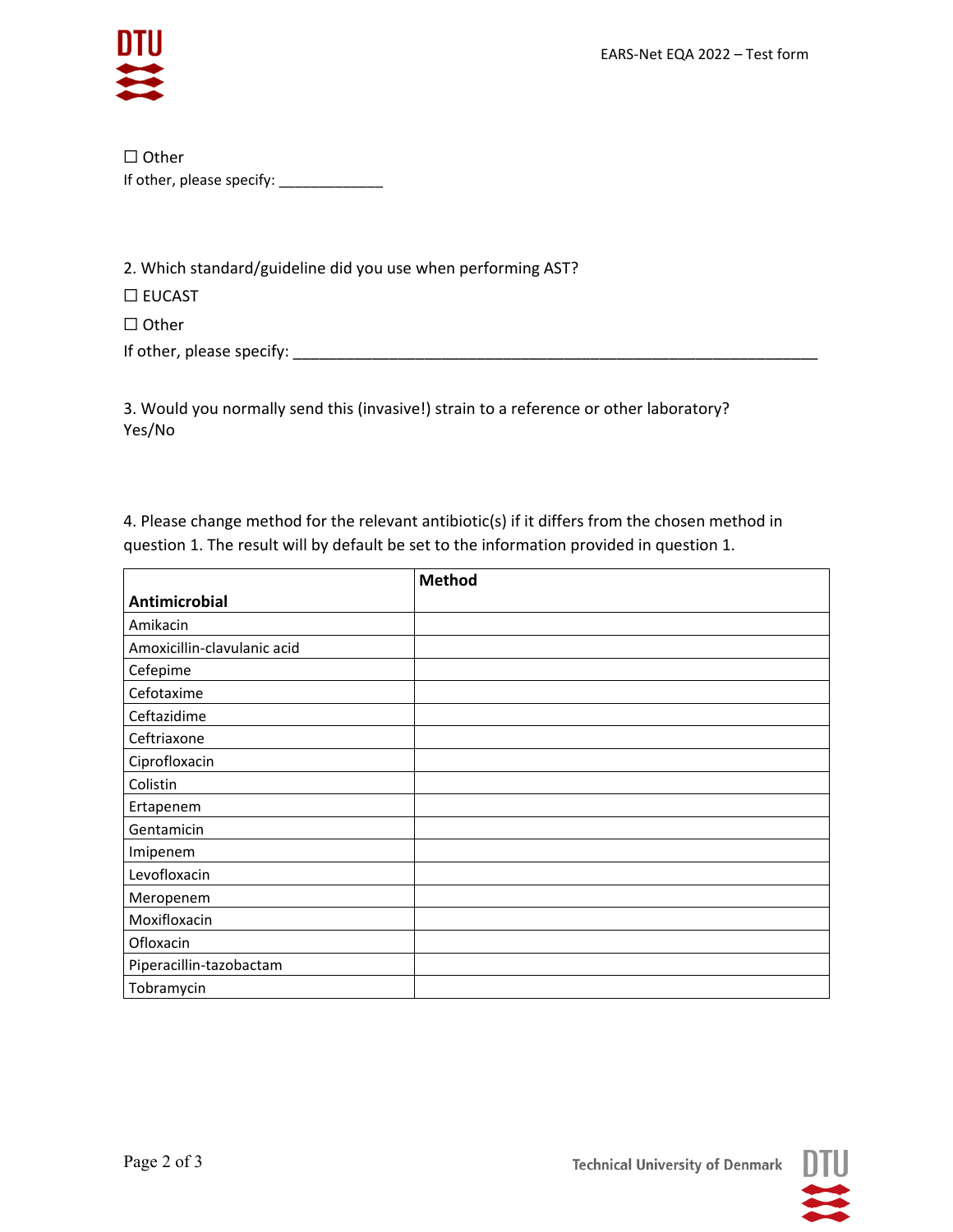☐ Other

If other, please specify: _____________

2. Which standard/guideline did you use when performing AST?

☐ EUCAST

☐ Other

If other, please specify: _________________________________________________________________

3. Would you normally send this (invasive!) strain to a reference or other laboratory?
Yes/No

4. Please change method for the relevant antibiotic(s) if it differs from the chosen method in question 1. The result will by default be set to the information provided in question 1.

| **Antimicrobial** | **Method** |
|---|---|
| Amikacin | |
| Amoxicillin-clavulanic acid | |
| Cefepime | |
| Cefotaxime | |
| Ceftazidime | |
| Ceftriaxone | |
| Ciprofloxacin | |
| Colistin | |
| Ertapenem | |
| Gentamicin | |
| Imipenem | |
| Levofloxacin | |
| Meropenem | |
| Moxifloxacin | |
| Ofloxacin | |
| Piperacillin-tazobactam | |
| Tobramycin | |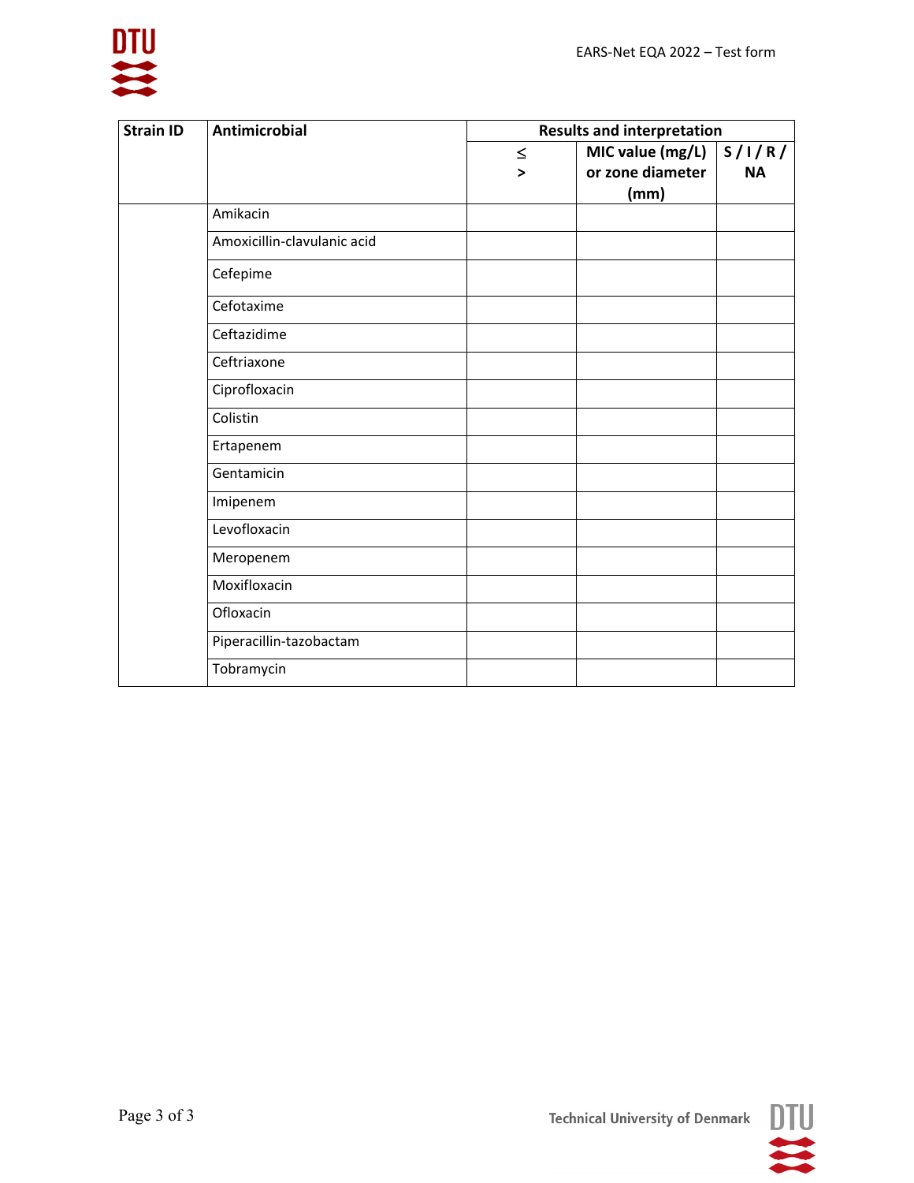| Strain ID | Antimicrobial | Results and interpretation | | |
|---|---|---|---|---|
| | | ≤ > | MIC value (mg/L) or zone diameter (mm) | S / I / R / NA |
| | Amikacin | | | |
| | Amoxicillin-clavulanic acid | | | |
| | Cefepime | | | |
| | Cefotaxime | | | |
| | Ceftazidime | | | |
| | Ceftriaxone | | | |
| | Ciprofloxacin | | | |
| | Colistin | | | |
| | Ertapenem | | | |
| | Gentamicin | | | |
| | Imipenem | | | |
| | Levofloxacin | | | |
| | Meropenem | | | |
| | Moxifloxacin | | | |
| | Ofloxacin | | | |
| | Piperacillin-tazobactam | | | |
| | Tobramycin | | | |